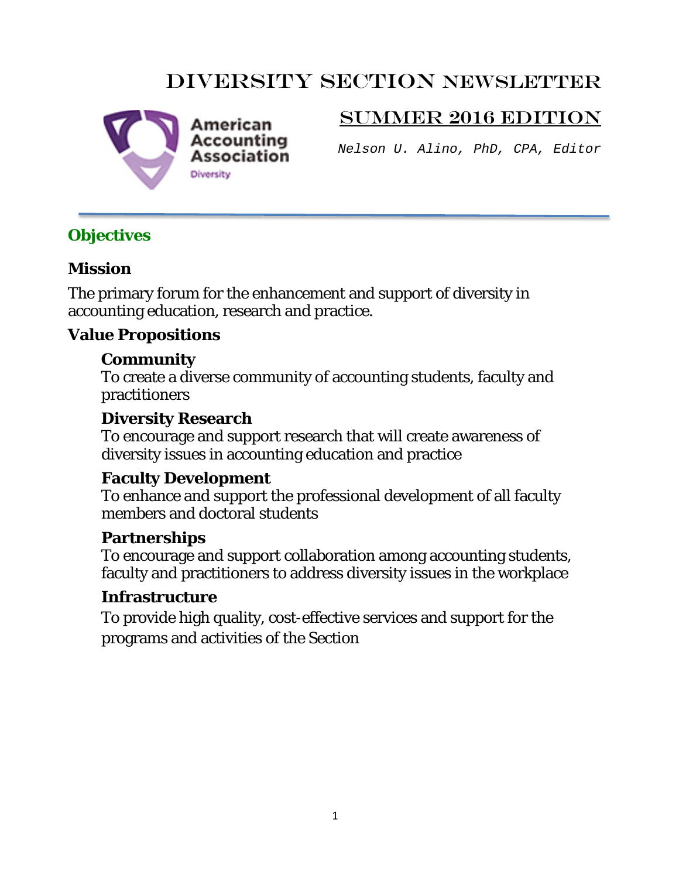# Diversity Section Newsletter

## Summer 2016 Edition

*Nelson U. Alino, PhD, CPA, Editor*

American Accounting Association

Diversity

---

## Objectives

### Mission

The primary forum for the enhancement and support of diversity in accounting education, research and practice.

### Value Propositions

**Community**
To create a diverse community of accounting students, faculty and practitioners

**Diversity Research**
To encourage and support research that will create awareness of diversity issues in accounting education and practice

**Faculty Development**
To enhance and support the professional development of all faculty members and doctoral students

**Partnerships**
To encourage and support collaboration among accounting students, faculty and practitioners to address diversity issues in the workplace

**Infrastructure**
To provide high quality, cost-effective services and support for the programs and activities of the Section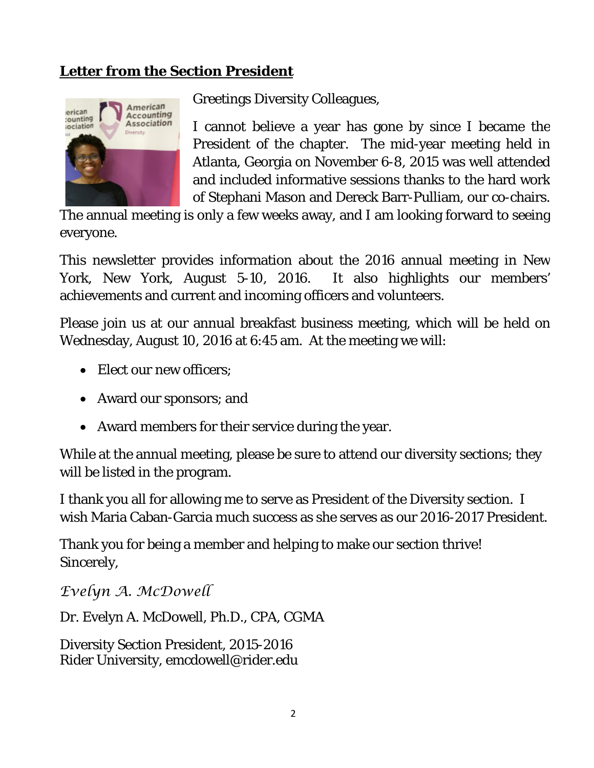**Letter from the Section President**

Greetings Diversity Colleagues,

I cannot believe a year has gone by since I became the President of the chapter. The mid-year meeting held in Atlanta, Georgia on November 6-8, 2015 was well attended and included informative sessions thanks to the hard work of Stephani Mason and Dereck Barr-Pulliam, our co-chairs. The annual meeting is only a few weeks away, and I am looking forward to seeing everyone.

This newsletter provides information about the 2016 annual meeting in New York, New York, August 5-10, 2016. It also highlights our members' achievements and current and incoming officers and volunteers.

Please join us at our annual breakfast business meeting, which will be held on Wednesday, August 10, 2016 at 6:45 am. At the meeting we will:

- Elect our new officers;
- Award our sponsors; and
- Award members for their service during the year.

While at the annual meeting, please be sure to attend our diversity sections; they will be listed in the program.

I thank you all for allowing me to serve as President of the Diversity section. I wish Maria Caban-Garcia much success as she serves as our 2016-2017 President.

Thank you for being a member and helping to make our section thrive!
Sincerely,

*Evelyn A. McDowell*

Dr. Evelyn A. McDowell, Ph.D., CPA, CGMA

Diversity Section President, 2015-2016
Rider University, emcdowell@rider.edu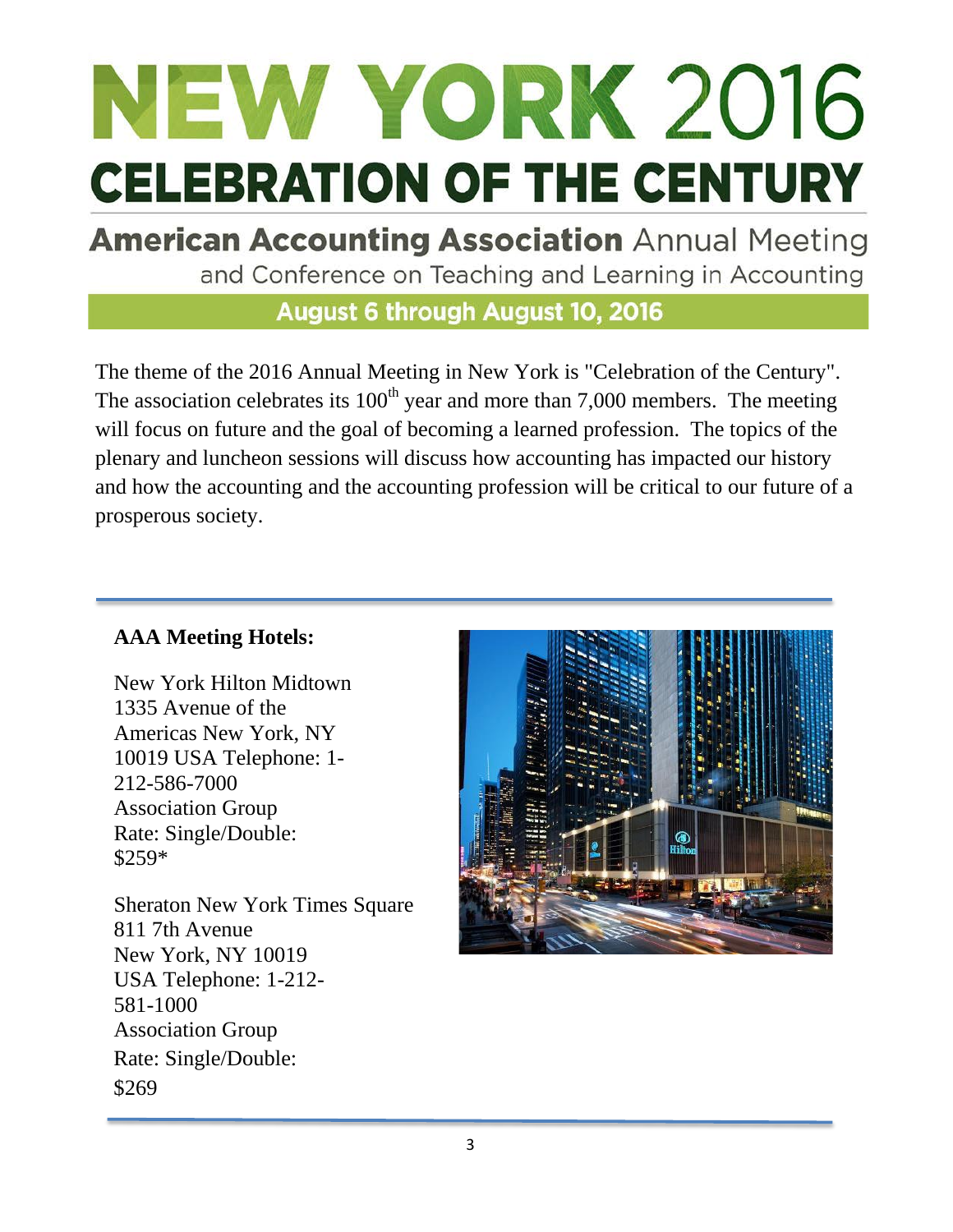# NEW YORK 2016

## CELEBRATION OF THE CENTURY

### American Accounting Association Annual Meeting and Conference on Teaching and Learning in Accounting

**August 6 through August 10, 2016**

The theme of the 2016 Annual Meeting in New York is "Celebration of the Century". The association celebrates its 100th year and more than 7,000 members. The meeting will focus on future and the goal of becoming a learned profession. The topics of the plenary and luncheon sessions will discuss how accounting has impacted our history and how the accounting and the accounting profession will be critical to our future of a prosperous society.

**AAA Meeting Hotels:**

New York Hilton Midtown
1335 Avenue of the Americas New York, NY 10019 USA Telephone: 1-212-586-7000
Association Group Rate: Single/Double: $259*

Sheraton New York Times Square
811 7th Avenue
New York, NY 10019
USA Telephone: 1-212-581-1000
Association Group Rate: Single/Double: $269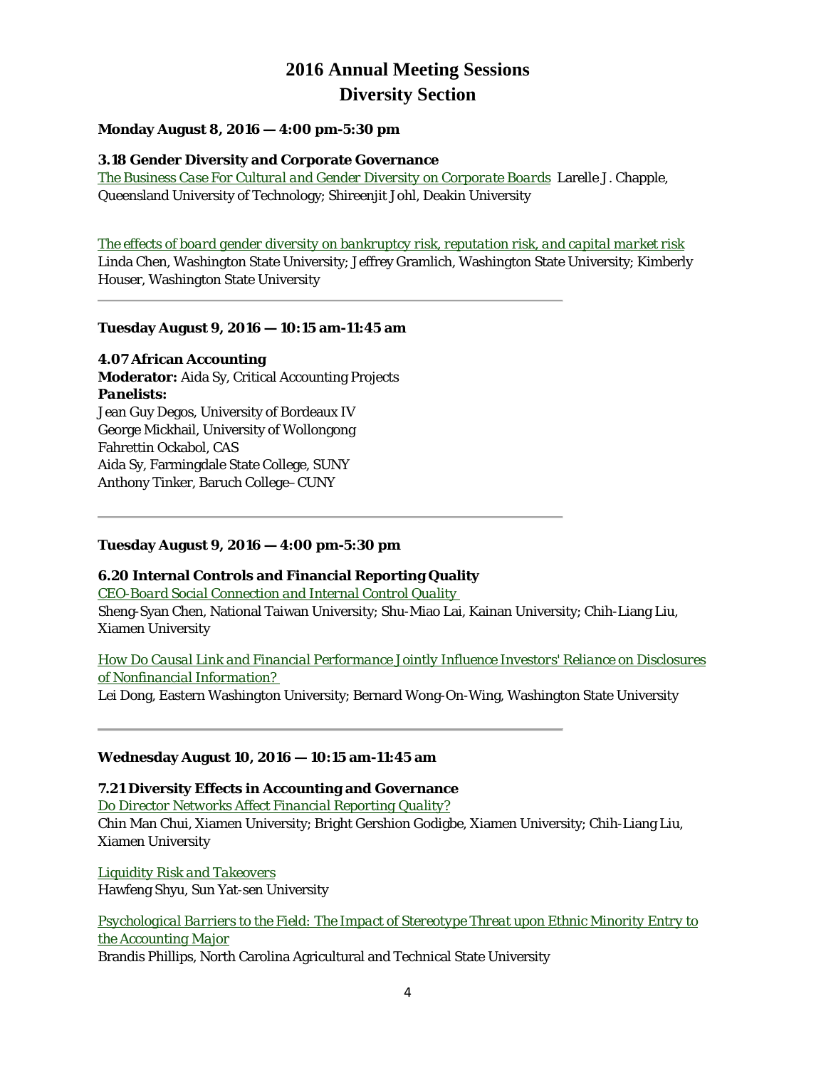# 2016 Annual Meeting Sessions
# Diversity Section

**Monday August 8, 2016 — 4:00 pm-5:30 pm**

**3.18 Gender Diversity and Corporate Governance**

*The Business Case For Cultural and Gender Diversity on Corporate Boards* Larelle J. Chapple, Queensland University of Technology; Shireenjit Johl, Deakin University

*The effects of board gender diversity on bankruptcy risk, reputation risk, and capital market risk*
Linda Chen, Washington State University; Jeffrey Gramlich, Washington State University; Kimberly Houser, Washington State University

---

**Tuesday August 9, 2016 — 10:15 am-11:45 am**

**4.07 African Accounting**
**Moderator:** Aida Sy, Critical Accounting Projects
**Panelists:**
Jean Guy Degos, University of Bordeaux IV
George Mickhail, University of Wollongong
Fahrettin Ockabol, CAS
Aida Sy, Farmingdale State College, SUNY
Anthony Tinker, Baruch College–CUNY

---

**Tuesday August 9, 2016 — 4:00 pm-5:30 pm**

**6.20 Internal Controls and Financial Reporting Quality**

*CEO-Board Social Connection and Internal Control Quality*
Sheng-Syan Chen, National Taiwan University; Shu-Miao Lai, Kainan University; Chih-Liang Liu, Xiamen University

*How Do Causal Link and Financial Performance Jointly Influence Investors' Reliance on Disclosures of Nonfinancial Information?*
Lei Dong, Eastern Washington University; Bernard Wong-On-Wing, Washington State University

---

**Wednesday August 10, 2016 — 10:15 am-11:45 am**

**7.21 Diversity Effects in Accounting and Governance**

*Do Director Networks Affect Financial Reporting Quality?*
Chin Man Chui, Xiamen University; Bright Gershion Godigbe, Xiamen University; Chih-Liang Liu, Xiamen University

*Liquidity Risk and Takeovers*
Hawfeng Shyu, Sun Yat-sen University

*Psychological Barriers to the Field: The Impact of Stereotype Threat upon Ethnic Minority Entry to the Accounting Major*
Brandis Phillips, North Carolina Agricultural and Technical State University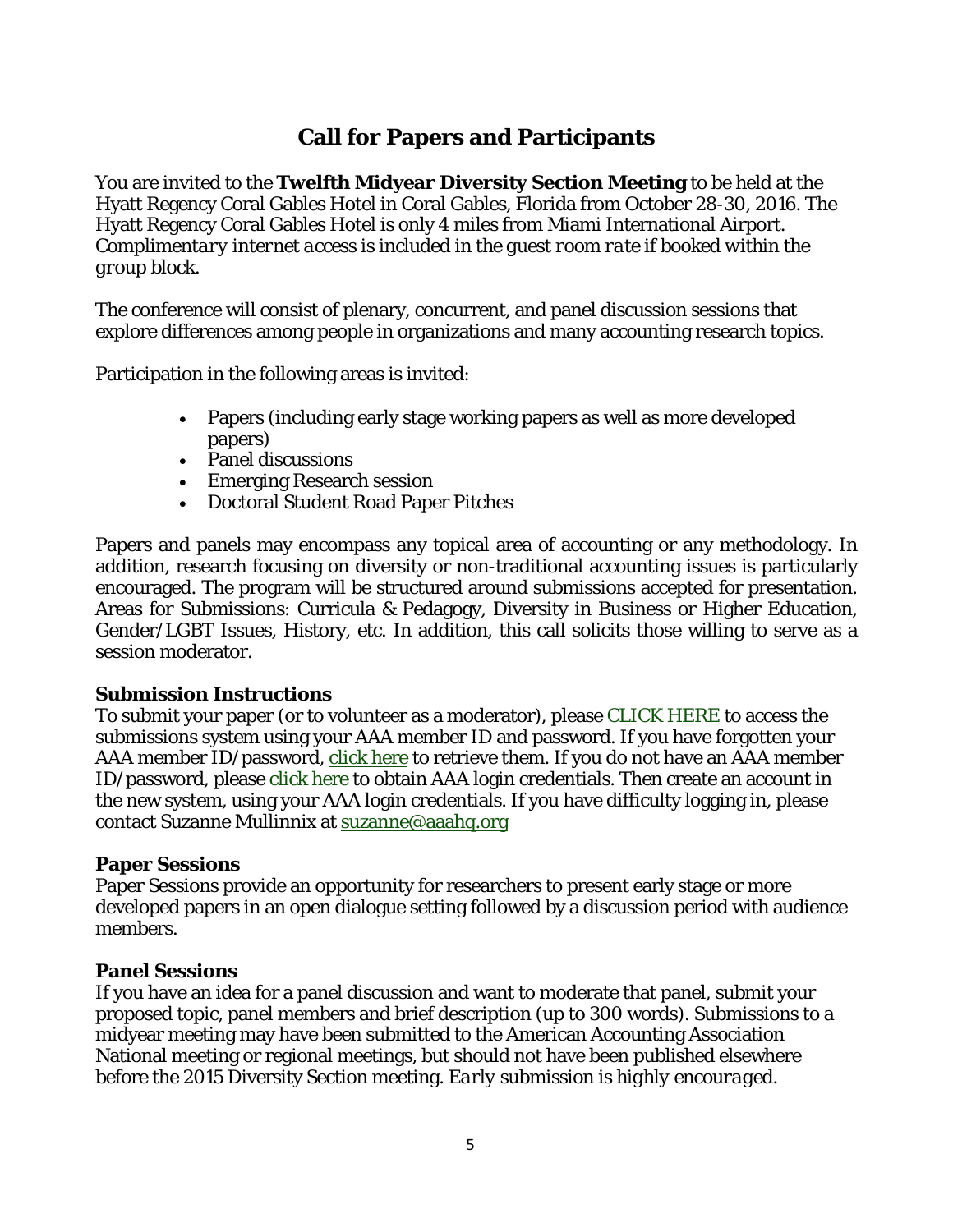# Call for Papers and Participants

You are invited to the **Twelfth Midyear Diversity Section Meeting** to be held at the Hyatt Regency Coral Gables Hotel in Coral Gables, Florida from October 28-30, 2016. The Hyatt Regency Coral Gables Hotel is only 4 miles from Miami International Airport. *Complimentary internet access is included in the guest room rate if booked within the group block.*

The conference will consist of plenary, concurrent, and panel discussion sessions that explore differences among people in organizations and many accounting research topics.

Participation in the following areas is invited:

- Papers (including early stage working papers as well as more developed papers)
- Panel discussions
- Emerging Research session
- Doctoral Student Road Paper Pitches

Papers and panels may encompass any topical area of accounting or any methodology. In addition, research focusing on diversity or non-traditional accounting issues is particularly encouraged. The program will be structured around submissions accepted for presentation. Areas for Submissions: Curricula & Pedagogy, Diversity in Business or Higher Education, Gender/LGBT Issues, History, etc. In addition, this call solicits those willing to serve as a session moderator.

### Submission Instructions

To submit your paper (or to volunteer as a moderator), please CLICK HERE to access the submissions system using your AAA member ID and password. If you have forgotten your AAA member ID/password, click here to retrieve them. If you do not have an AAA member ID/password, please click here to obtain AAA login credentials. Then create an account in the new system, using your AAA login credentials. If you have difficulty logging in, please contact Suzanne Mullinnix at suzanne@aaahq.org

### Paper Sessions

Paper Sessions provide an opportunity for researchers to present early stage or more developed papers in an open dialogue setting followed by a discussion period with audience members.

### Panel Sessions

If you have an idea for a panel discussion and want to moderate that panel, submit your proposed topic, panel members and brief description (up to 300 words). Submissions to a midyear meeting may have been submitted to the American Accounting Association National meeting or regional meetings, but should not have been published elsewhere before the 2015 Diversity Section meeting. *Early submission is highly encouraged.*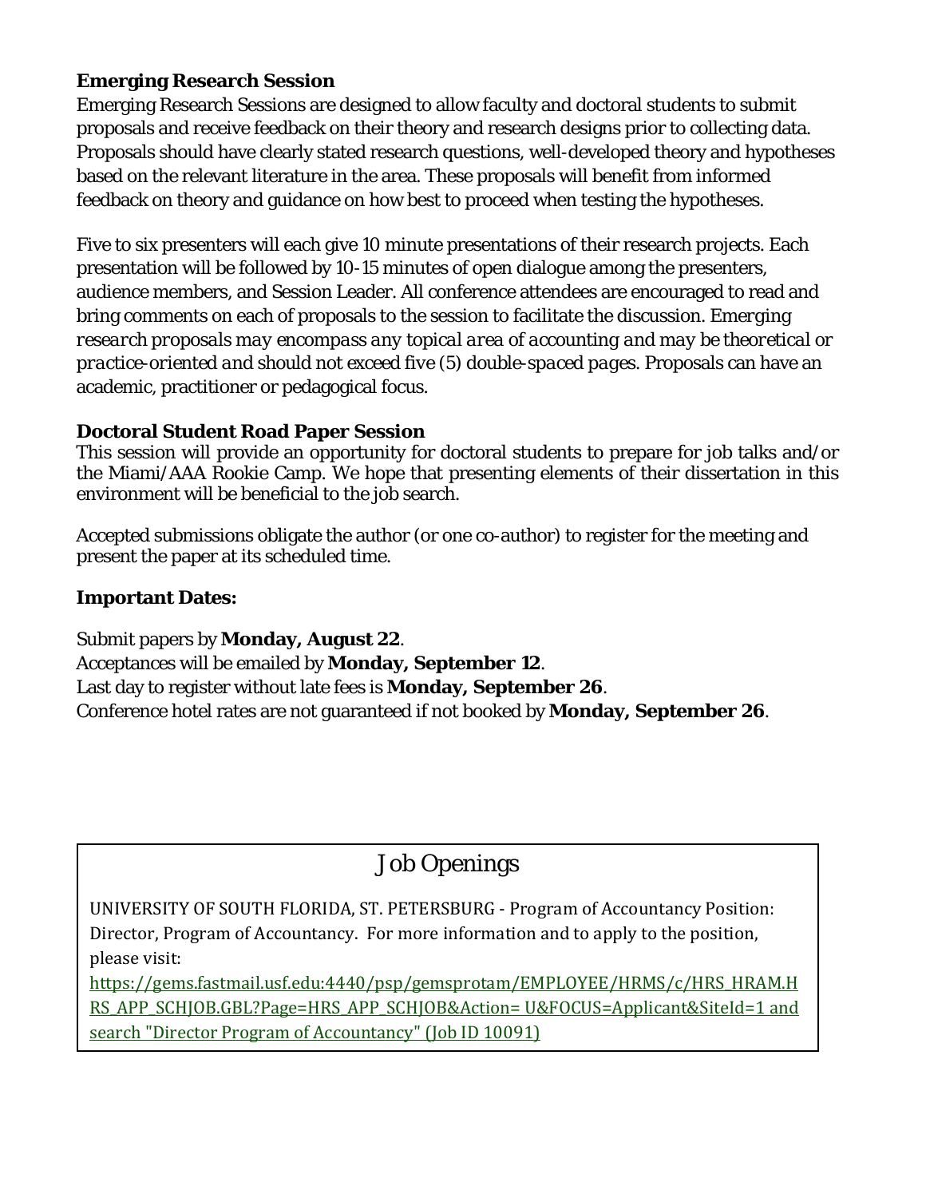**Emerging Research Session**

Emerging Research Sessions are designed to allow faculty and doctoral students to submit proposals and receive feedback on their theory and research designs prior to collecting data. Proposals should have clearly stated research questions, well-developed theory and hypotheses based on the relevant literature in the area. These proposals will benefit from informed feedback on theory and guidance on how best to proceed when testing the hypotheses.

Five to six presenters will each give 10 minute presentations of their research projects. Each presentation will be followed by 10-15 minutes of open dialogue among the presenters, audience members, and Session Leader. All conference attendees are encouraged to read and bring comments on each of proposals to the session to facilitate the discussion. *Emerging research proposals may encompass any topical area of accounting and may be theoretical or practice-oriented* and should not exceed five (5) double-spaced pages. Proposals can have an academic, practitioner or pedagogical focus.

**Doctoral Student Road Paper Session**

This session will provide an opportunity for doctoral students to prepare for job talks and/or the Miami/AAA Rookie Camp. We hope that presenting elements of their dissertation in this environment will be beneficial to the job search.

Accepted submissions obligate the author (or one co-author) to register for the meeting and present the paper at its scheduled time.

**Important Dates:**

Submit papers by **Monday, August 22**.
Acceptances will be emailed by **Monday, September 12**.
Last day to register without late fees is **Monday, September 26**.
Conference hotel rates are not guaranteed if not booked by **Monday, September 26**.

## Job Openings

UNIVERSITY OF SOUTH FLORIDA, ST. PETERSBURG - Program of Accountancy Position: Director, Program of Accountancy. For more information and to apply to the position, please visit:
https://gems.fastmail.usf.edu:4440/psp/gemsprotam/EMPLOYEE/HRMS/c/HRS_HRAM.HRS_APP_SCHJOB.GBL?Page=HRS_APP_SCHJOB&Action= U&FOCUS=Applicant&SiteId=1 and search "Director Program of Accountancy" (Job ID 10091)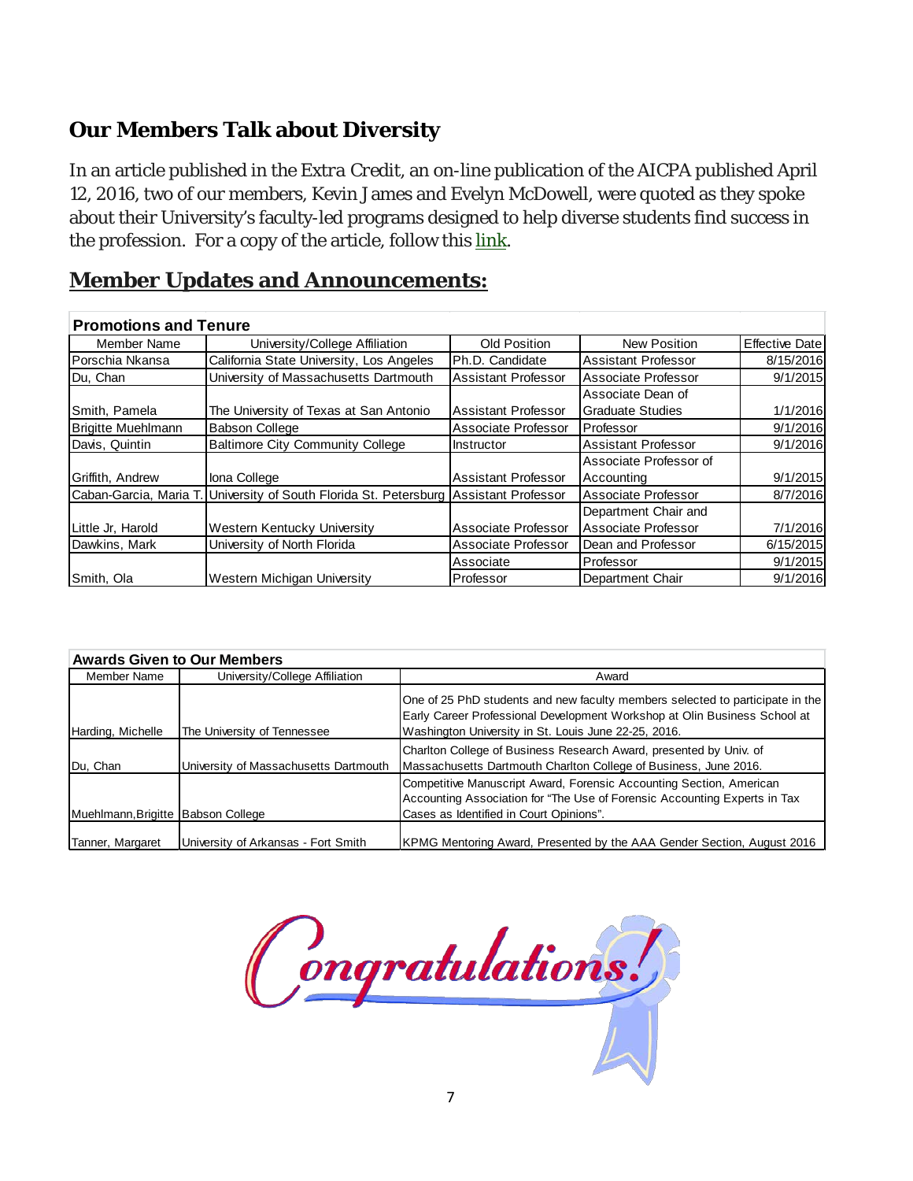## Our Members Talk about Diversity

In an article published in the Extra Credit, an on-line publication of the AICPA published April 12, 2016, two of our members, Kevin James and Evelyn McDowell, were quoted as they spoke about their University's faculty-led programs designed to help diverse students find success in the profession. For a copy of the article, follow this link.

## Member Updates and Announcements:

**Promotions and Tenure**

| Member Name | University/College Affiliation | Old Position | New Position | Effective Date |
|---|---|---|---|---|
| Porschia Nkansa | California State University, Los Angeles | Ph.D. Candidate | Assistant Professor | 8/15/2016 |
| Du, Chan | University of Massachusetts Dartmouth | Assistant Professor | Associate Professor | 9/1/2015 |
| Smith, Pamela | The University of Texas at San Antonio | Assistant Professor | Associate Dean of Graduate Studies | 1/1/2016 |
| Brigitte Muehlmann | Babson College | Associate Professor | Professor | 9/1/2016 |
| Davis, Quintin | Baltimore City Community College | Instructor | Assistant Professor | 9/1/2016 |
| Griffith, Andrew | Iona College | Assistant Professor | Associate Professor of Accounting | 9/1/2015 |
| Caban-Garcia, Maria T. | University of South Florida St. Petersburg | Assistant Professor | Associate Professor | 8/7/2016 |
| Little Jr, Harold | Western Kentucky University | Associate Professor | Department Chair and Associate Professor | 7/1/2016 |
| Dawkins, Mark | University of North Florida | Associate Professor | Dean and Professor | 6/15/2015 |
| Smith, Ola | Western Michigan University | Associate Professor | Professor | 9/1/2015 |
| | | | Department Chair | 9/1/2016 |

**Awards Given to Our Members**

| Member Name | University/College Affiliation | Award |
|---|---|---|
| Harding, Michelle | The University of Tennessee | One of 25 PhD students and new faculty members selected to participate in the Early Career Professional Development Workshop at Olin Business School at Washington University in St. Louis June 22-25, 2016. |
| Du, Chan | University of Massachusetts Dartmouth | Charlton College of Business Research Award, presented by Univ. of Massachusetts Dartmouth Charlton College of Business, June 2016. |
| Muehlmann,Brigitte | Babson College | Competitive Manuscript Award, Forensic Accounting Section, American Accounting Association for "The Use of Forensic Accounting Experts in Tax Cases as Identified in Court Opinions". |
| Tanner, Margaret | University of Arkansas - Fort Smith | KPMG Mentoring Award, Presented by the AAA Gender Section, August 2016 |

Congratulations!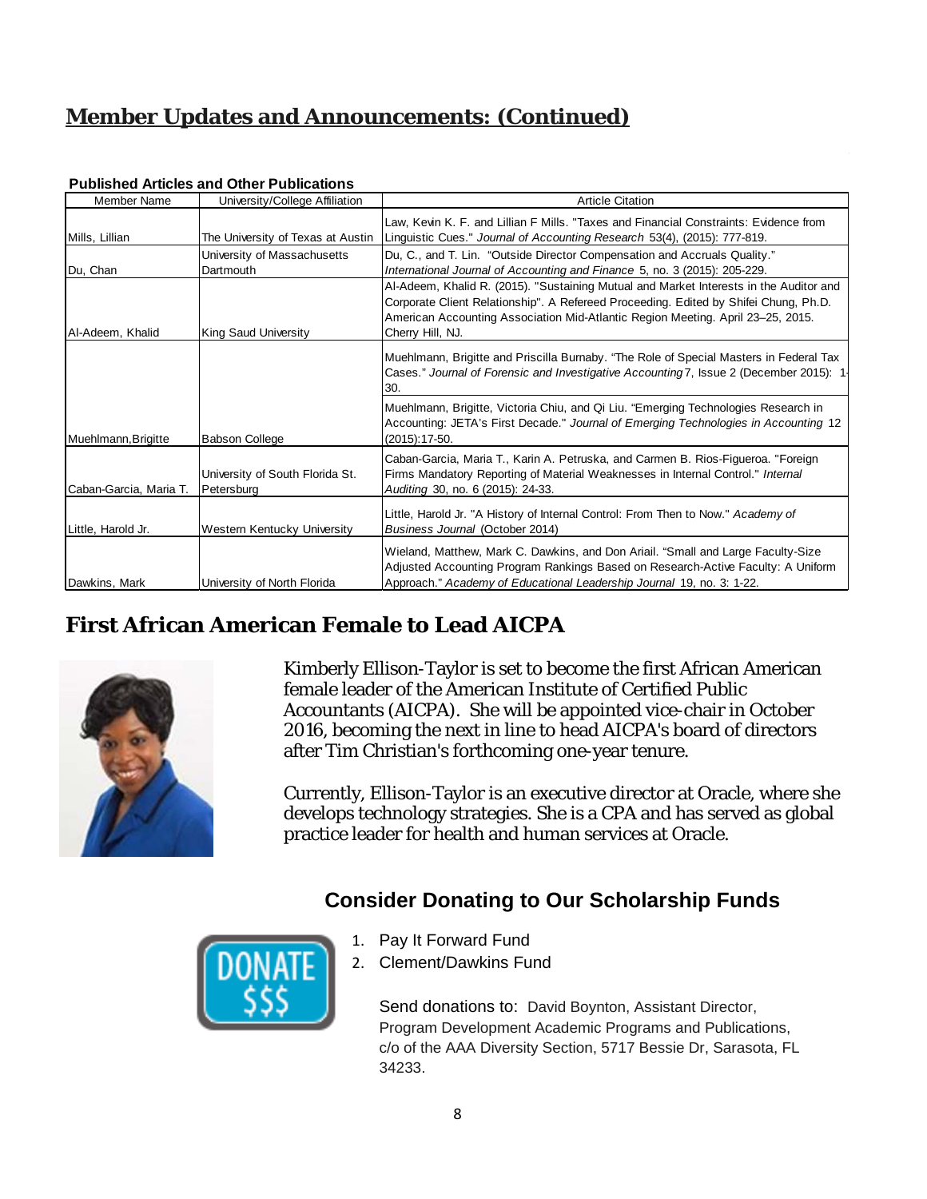## Member Updates and Announcements: (Continued)

**Published Articles and Other Publications**

| Member Name | University/College Affiliation | Article Citation |
|---|---|---|
| Mills, Lillian | The University of Texas at Austin | Law, Kevin K. F. and Lillian F Mills. "Taxes and Financial Constraints: Evidence from Linguistic Cues." *Journal of Accounting Research* 53(4), (2015): 777-819. |
| Du, Chan | University of Massachusetts Dartmouth | Du, C., and T. Lin. "Outside Director Compensation and Accruals Quality." *International Journal of Accounting and Finance* 5, no. 3 (2015): 205-229. |
| Al-Adeem, Khalid | King Saud University | Al-Adeem, Khalid R. (2015). "Sustaining Mutual and Market Interests in the Auditor and Corporate Client Relationship". A Refereed Proceeding. Edited by Shifei Chung, Ph.D. American Accounting Association Mid-Atlantic Region Meeting. April 23–25, 2015. Cherry Hill, NJ. |
| Muehlmann,Brigitte | Babson College | Muehlmann, Brigitte and Priscilla Burnaby. "The Role of Special Masters in Federal Tax Cases." *Journal of Forensic and Investigative Accounting* 7, Issue 2 (December 2015): 1-30. |
| | | Muehlmann, Brigitte, Victoria Chiu, and Qi Liu. "Emerging Technologies Research in Accounting: JETA's First Decade." *Journal of Emerging Technologies in Accounting* 12 (2015):17-50. |
| Caban-Garcia, Maria T. | University of South Florida St. Petersburg | Caban-Garcia, Maria T., Karin A. Petruska, and Carmen B. Rios-Figueroa. "Foreign Firms Mandatory Reporting of Material Weaknesses in Internal Control." *Internal Auditing* 30, no. 6 (2015): 24-33. |
| Little, Harold Jr. | Western Kentucky University | Little, Harold Jr. "A History of Internal Control: From Then to Now." *Academy of Business Journal* (October 2014) |
| Dawkins, Mark | University of North Florida | Wieland, Matthew, Mark C. Dawkins, and Don Ariail. "Small and Large Faculty-Size Adjusted Accounting Program Rankings Based on Research-Active Faculty: A Uniform Approach." *Academy of Educational Leadership Journal* 19, no. 3: 1-22. |

## First African American Female to Lead AICPA

Kimberly Ellison-Taylor is set to become the first African American female leader of the American Institute of Certified Public Accountants (AICPA). She will be appointed vice-chair in October 2016, becoming the next in line to head AICPA's board of directors after Tim Christian's forthcoming one-year tenure.

Currently, Ellison-Taylor is an executive director at Oracle, where she develops technology strategies. She is a CPA and has served as global practice leader for health and human services at Oracle.

### Consider Donating to Our Scholarship Funds

DONATE $$$

1. Pay It Forward Fund
2. Clement/Dawkins Fund

Send donations to: David Boynton, Assistant Director, Program Development Academic Programs and Publications, c/o of the AAA Diversity Section, 5717 Bessie Dr, Sarasota, FL 34233.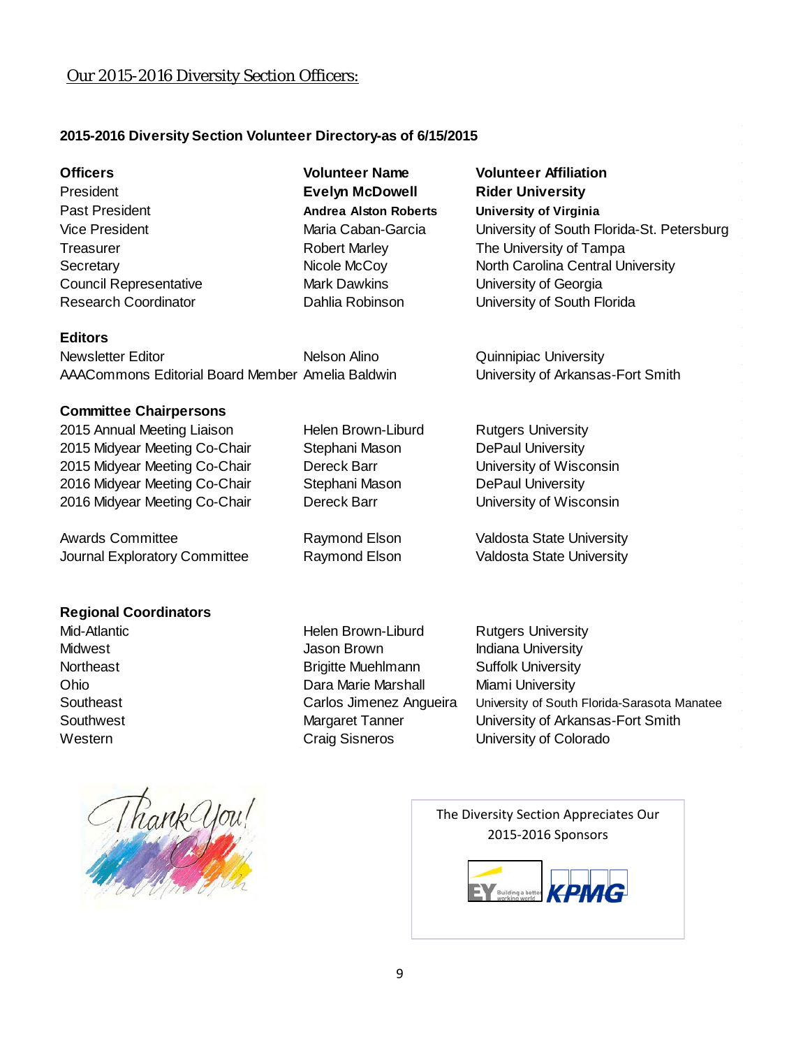## Our 2015-2016 Diversity Section Officers:

**2015-2016 Diversity Section Volunteer Directory-as of 6/15/2015**

| **Officers** | **Volunteer Name** | **Volunteer Affiliation** |
|---|---|---|
| President | **Evelyn McDowell** | **Rider University** |
| Past President | **Andrea Alston Roberts** | **University of Virginia** |
| Vice President | Maria Caban-Garcia | University of South Florida-St. Petersburg |
| Treasurer | Robert Marley | The University of Tampa |
| Secretary | Nicole McCoy | North Carolina Central University |
| Council Representative | Mark Dawkins | University of Georgia |
| Research Coordinator | Dahlia Robinson | University of South Florida |
| **Editors** | | |
| Newsletter Editor | Nelson Alino | Quinnipiac University |
| AAACommons Editorial Board Member | Amelia Baldwin | University of Arkansas-Fort Smith |
| **Committee Chairpersons** | | |
| 2015 Annual Meeting Liaison | Helen Brown-Liburd | Rutgers University |
| 2015 Midyear Meeting Co-Chair | Stephani Mason | DePaul University |
| 2015 Midyear Meeting Co-Chair | Dereck Barr | University of Wisconsin |
| 2016 Midyear Meeting Co-Chair | Stephani Mason | DePaul University |
| 2016 Midyear Meeting Co-Chair | Dereck Barr | University of Wisconsin |
| Awards Committee | Raymond Elson | Valdosta State University |
| Journal Exploratory Committee | Raymond Elson | Valdosta State University |
| **Regional Coordinators** | | |
| Mid-Atlantic | Helen Brown-Liburd | Rutgers University |
| Midwest | Jason Brown | Indiana University |
| Northeast | Brigitte Muehlmann | Suffolk University |
| Ohio | Dara Marie Marshall | Miami University |
| Southeast | Carlos Jimenez Angueira | University of South Florida-Sarasota Manatee |
| Southwest | Margaret Tanner | University of Arkansas-Fort Smith |
| Western | Craig Sisneros | University of Colorado |

Thank You!

The Diversity Section Appreciates Our 2015-2016 Sponsors

EY Building a better working world

KPMG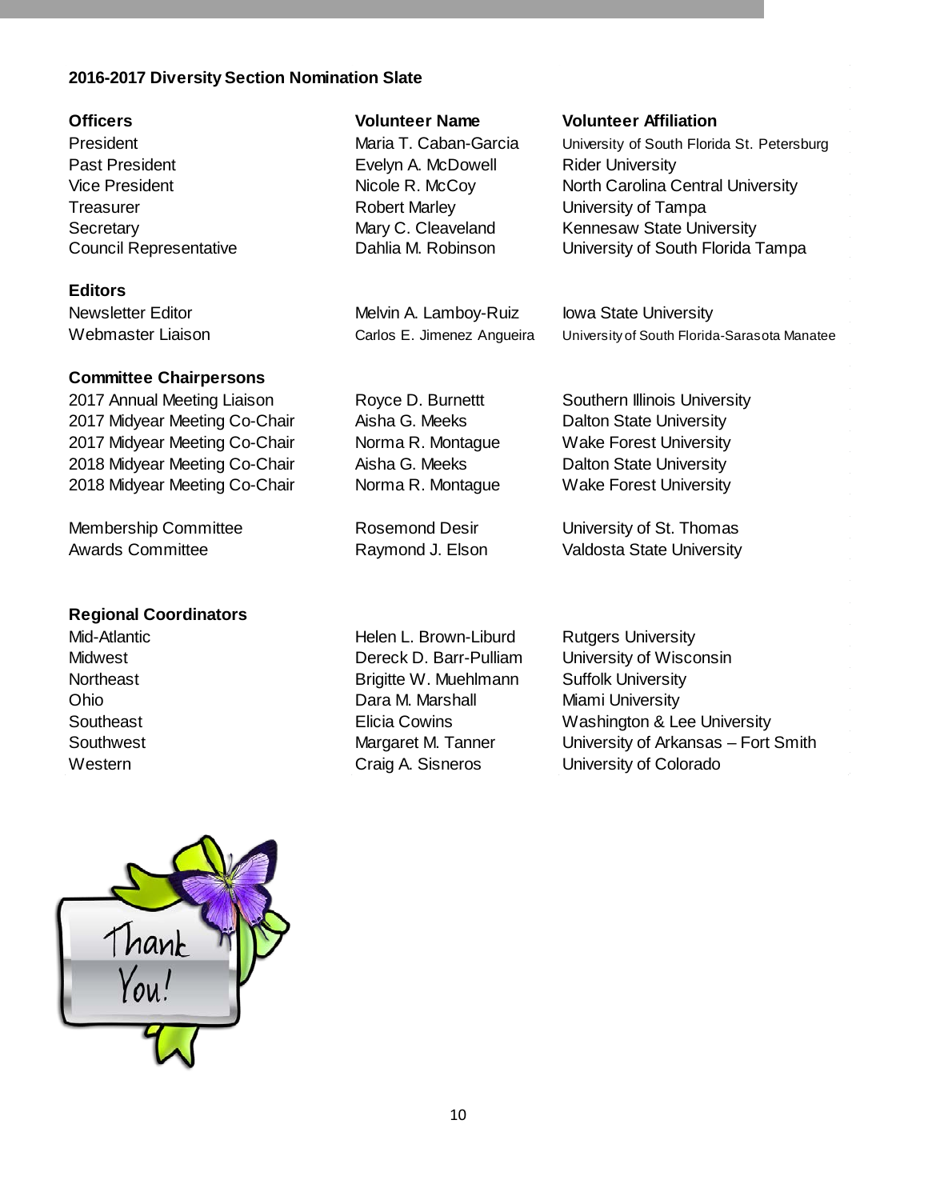**2016-2017 Diversity Section Nomination Slate**

| Officers | Volunteer Name | Volunteer Affiliation |
|---|---|---|
| President | Maria T. Caban-Garcia | University of South Florida St. Petersburg |
| Past President | Evelyn A. McDowell | Rider University |
| Vice President | Nicole R. McCoy | North Carolina Central University |
| Treasurer | Robert Marley | University of Tampa |
| Secretary | Mary C. Cleaveland | Kennesaw State University |
| Council Representative | Dahlia M. Robinson | University of South Florida Tampa |
| **Editors** | | |
| Newsletter Editor | Melvin A. Lamboy-Ruiz | Iowa State University |
| Webmaster Liaison | Carlos E. Jimenez Angueira | University of South Florida-Sarasota Manatee |
| **Committee Chairpersons** | | |
| 2017 Annual Meeting Liaison | Royce D. Burnettt | Southern Illinois University |
| 2017 Midyear Meeting Co-Chair | Aisha G. Meeks | Dalton State University |
| 2017 Midyear Meeting Co-Chair | Norma R. Montague | Wake Forest University |
| 2018 Midyear Meeting Co-Chair | Aisha G. Meeks | Dalton State University |
| 2018 Midyear Meeting Co-Chair | Norma R. Montague | Wake Forest University |
| Membership Committee | Rosemond Desir | University of St. Thomas |
| Awards Committee | Raymond J. Elson | Valdosta State University |
| **Regional Coordinators** | | |
| Mid-Atlantic | Helen L. Brown-Liburd | Rutgers University |
| Midwest | Dereck D. Barr-Pulliam | University of Wisconsin |
| Northeast | Brigitte W. Muehlmann | Suffolk University |
| Ohio | Dara M. Marshall | Miami University |
| Southeast | Elicia Cowins | Washington & Lee University |
| Southwest | Margaret M. Tanner | University of Arkansas – Fort Smith |
| Western | Craig A. Sisneros | University of Colorado |

Thank You!